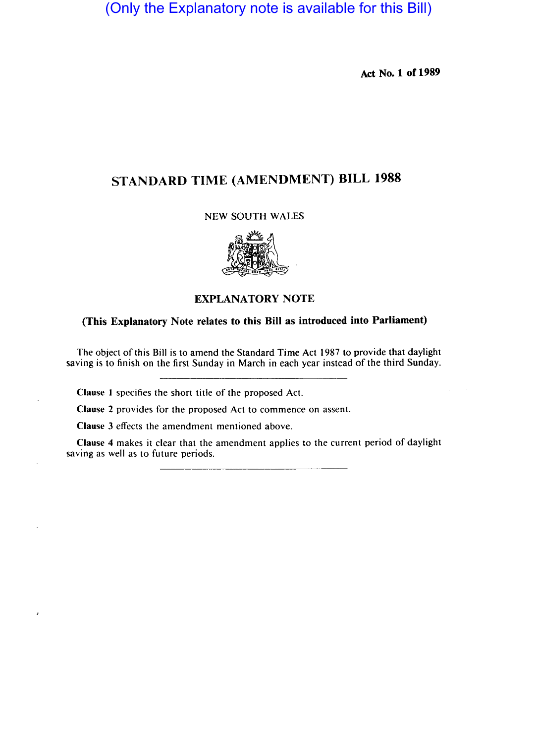(Only the Explanatory note is available for this Bill)

Act No. 1 of 1989

# STANDARD TIME (AMENDMENT) BILL 1988

NEW SOUTH WALES

## EXPLANATORY NOTE

**(This Explanatory Note relates to this Bill as introduced into Parliament)**

The object of this Bill is to amend the Standard Time Act 1987 to provide that daylight saving is to finish on the first Sunday in March in each year instead of the third Sunday.

---

**Clause 1** specifies the short title of the proposed Act.

**Clause 2** provides for the proposed Act to commence on assent.

**Clause 3** effects the amendment mentioned above.

**Clause 4** makes it clear that the amendment applies to the current period of daylight saving as well as to future periods.

---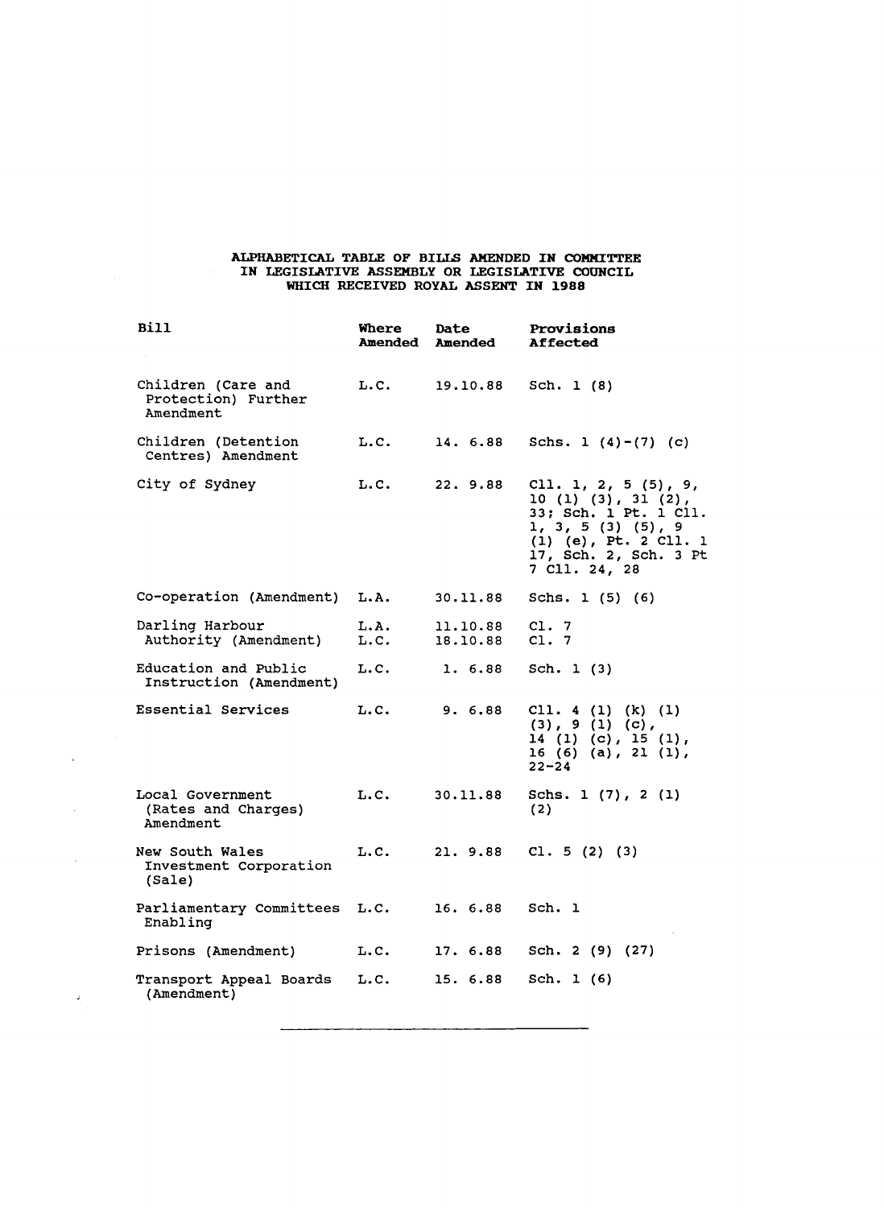# ALPHABETICAL TABLE OF BILLS AMENDED IN COMMITTEE IN LEGISLATIVE ASSEMBLY OR LEGISLATIVE COUNCIL WHICH RECEIVED ROYAL ASSENT IN 1988

| Bill | Where Amended | Date Amended | Provisions Affected |
|---|---|---|---|
| Children (Care and Protection) Further Amendment | L.C. | 19.10.88 | Sch. 1 (8) |
| Children (Detention Centres) Amendment | L.C. | 14. 6.88 | Schs. 1 (4)-(7) (c) |
| City of Sydney | L.C. | 22. 9.88 | Cll. 1, 2, 5 (5), 9, 10 (1) (3), 31 (2), 33; Sch. 1 Pt. 1 Cll. 1, 3, 5 (3) (5), 9 (1) (e), Pt. 2 Cl. 1 17, Sch. 2, Sch. 3 Pt 7 Cll. 24, 28 |
| Co-operation (Amendment) | L.A. | 30.11.88 | Schs. 1 (5) (6) |
| Darling Harbour Authority (Amendment) | L.A.<br>L.C. | 11.10.88<br>18.10.88 | Cl. 7<br>Cl. 7 |
| Education and Public Instruction (Amendment) | L.C. | 1. 6.88 | Sch. 1 (3) |
| Essential Services | L.C. | 9. 6.88 | Cll. 4 (1) (k) (1) (3), 9 (1) (c), 14 (1) (c), 15 (1), 16 (6) (a), 21 (1), 22-24 |
| Local Government (Rates and Charges) Amendment | L.C. | 30.11.88 | Schs. 1 (7), 2 (1) (2) |
| New South Wales Investment Corporation (Sale) | L.C. | 21. 9.88 | Cl. 5 (2) (3) |
| Parliamentary Committees Enabling | L.C. | 16. 6.88 | Sch. 1 |
| Prisons (Amendment) | L.C. | 17. 6.88 | Sch. 2 (9) (27) |
| Transport Appeal Boards (Amendment) | L.C. | 15. 6.88 | Sch. 1 (6) |